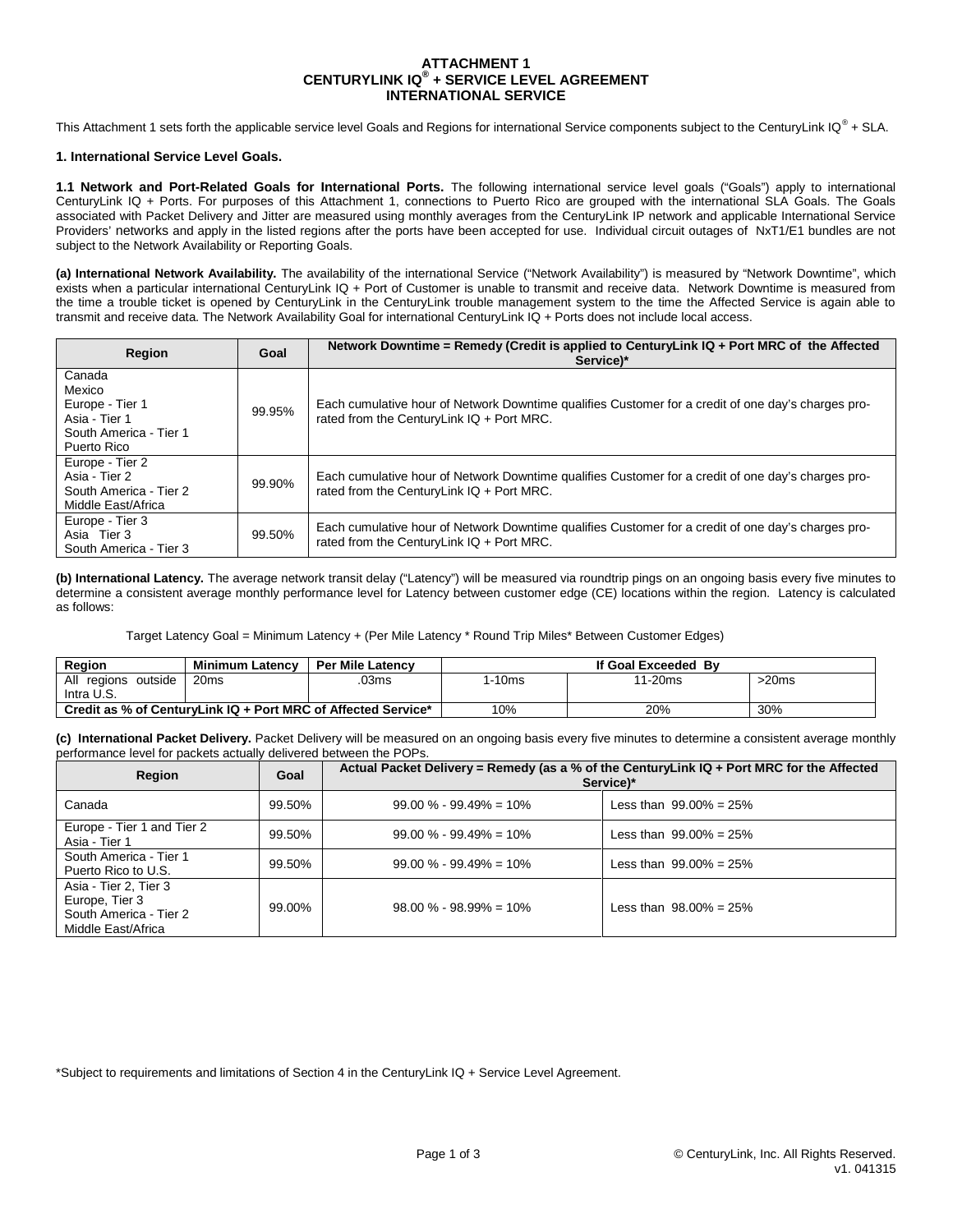# ATTACHMENT 1
# CENTURYLINK IQ® + SERVICE LEVEL AGREEMENT
# INTERNATIONAL SERVICE

This Attachment 1 sets forth the applicable service level Goals and Regions for international Service components subject to the CenturyLink IQ® + SLA.

## 1. International Service Level Goals.

**1.1 Network and Port-Related Goals for International Ports.** The following international service level goals ("Goals") apply to international CenturyLink IQ + Ports. For purposes of this Attachment 1, connections to Puerto Rico are grouped with the international SLA Goals. The Goals associated with Packet Delivery and Jitter are measured using monthly averages from the CenturyLink IP network and applicable International Service Providers' networks and apply in the listed regions after the ports have been accepted for use. Individual circuit outages of NxT1/E1 bundles are not subject to the Network Availability or Reporting Goals.

**(a) International Network Availability.** The availability of the international Service ("Network Availability") is measured by "Network Downtime", which exists when a particular international CenturyLink IQ + Port of Customer is unable to transmit and receive data. Network Downtime is measured from the time a trouble ticket is opened by CenturyLink in the CenturyLink trouble management system to the time the Affected Service is again able to transmit and receive data. The Network Availability Goal for international CenturyLink IQ + Ports does not include local access.

| Region | Goal | Network Downtime = Remedy (Credit is applied to CenturyLink IQ + Port MRC of the Affected Service)* |
|---|---|---|
| Canada<br>Mexico<br>Europe - Tier 1<br>Asia - Tier 1<br>South America - Tier 1<br>Puerto Rico | 99.95% | Each cumulative hour of Network Downtime qualifies Customer for a credit of one day's charges pro-rated from the CenturyLink IQ + Port MRC. |
| Europe - Tier 2<br>Asia - Tier 2<br>South America - Tier 2<br>Middle East/Africa | 99.90% | Each cumulative hour of Network Downtime qualifies Customer for a credit of one day's charges pro-rated from the CenturyLink IQ + Port MRC. |
| Europe - Tier 3<br>Asia Tier 3<br>South America - Tier 3 | 99.50% | Each cumulative hour of Network Downtime qualifies Customer for a credit of one day's charges pro-rated from the CenturyLink IQ + Port MRC. |

**(b) International Latency.** The average network transit delay ("Latency") will be measured via roundtrip pings on an ongoing basis every five minutes to determine a consistent average monthly performance level for Latency between customer edge (CE) locations within the region. Latency is calculated as follows:

Target Latency Goal = Minimum Latency + (Per Mile Latency * Round Trip Miles* Between Customer Edges)

| Region | Minimum Latency | Per Mile Latency | If Goal Exceeded By | | |
|---|---|---|---|---|---|
| All regions outside Intra U.S. | 20ms | .03ms | 1-10ms | 11-20ms | >20ms |
| Credit as % of CenturyLink IQ + Port MRC of Affected Service* | | | 10% | 20% | 30% |

**(c) International Packet Delivery.** Packet Delivery will be measured on an ongoing basis every five minutes to determine a consistent average monthly performance level for packets actually delivered between the POPs.

| Region | Goal | Actual Packet Delivery = Remedy (as a % of the CenturyLink IQ + Port MRC for the Affected Service)* | |
|---|---|---|---|
| Canada | 99.50% | 99.00 % - 99.49% = 10% | Less than 99.00% = 25% |
| Europe - Tier 1 and Tier 2<br>Asia - Tier 1 | 99.50% | 99.00 % - 99.49% = 10% | Less than 99.00% = 25% |
| South America - Tier 1<br>Puerto Rico to U.S. | 99.50% | 99.00 % - 99.49% = 10% | Less than 99.00% = 25% |
| Asia - Tier 2, Tier 3<br>Europe, Tier 3<br>South America - Tier 2<br>Middle East/Africa | 99.00% | 98.00 % - 98.99% = 10% | Less than 98.00% = 25% |

*Subject to requirements and limitations of Section 4 in the CenturyLink IQ + Service Level Agreement.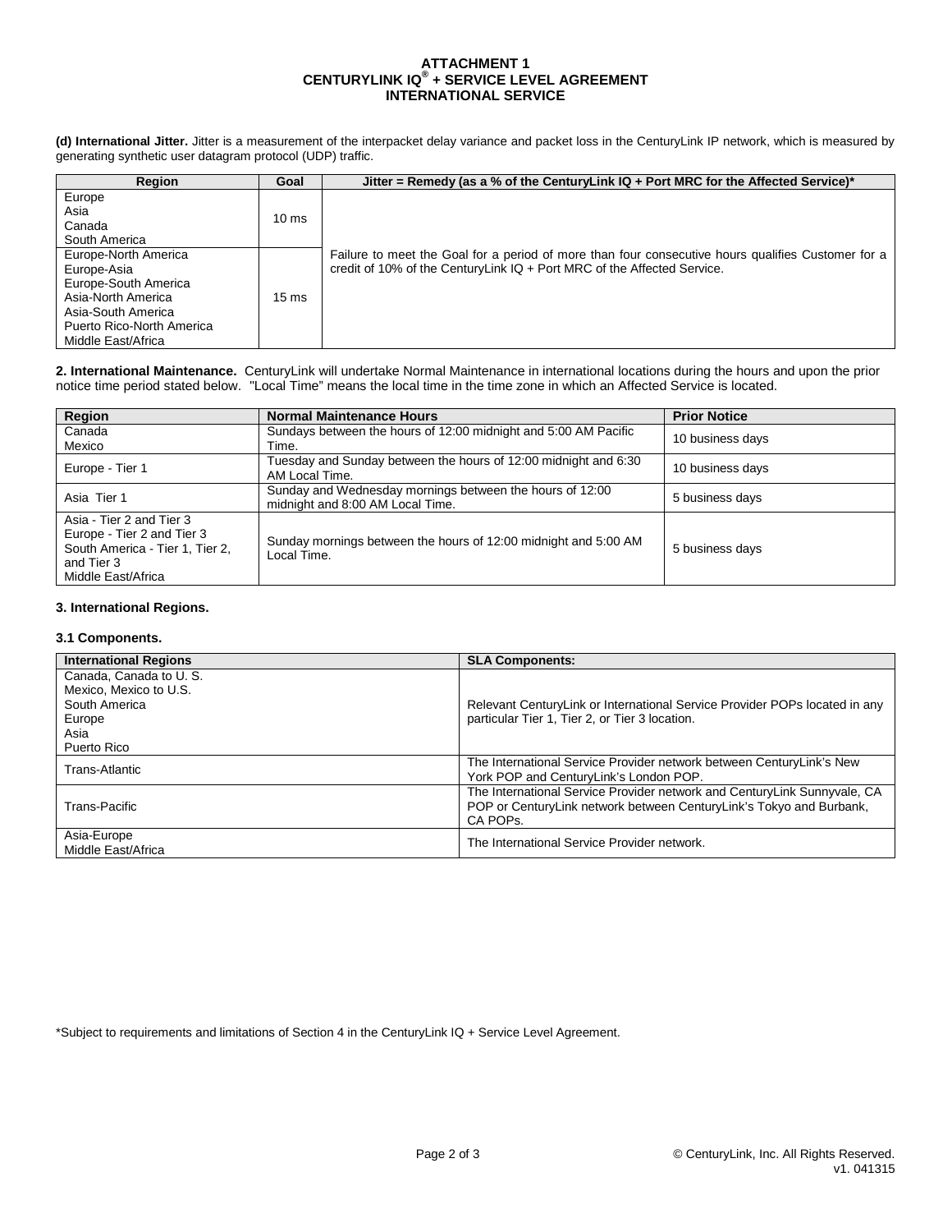# ATTACHMENT 1
# CENTURYLINK IQ® + SERVICE LEVEL AGREEMENT
# INTERNATIONAL SERVICE

**(d) International Jitter.** Jitter is a measurement of the interpacket delay variance and packet loss in the CenturyLink IP network, which is measured by generating synthetic user datagram protocol (UDP) traffic.

| Region | Goal | Jitter = Remedy (as a % of the CenturyLink IQ + Port MRC for the Affected Service)* |
|---|---|---|
| Europe<br>Asia<br>Canada<br>South America | 10 ms | Failure to meet the Goal for a period of more than four consecutive hours qualifies Customer for a credit of 10% of the CenturyLink IQ + Port MRC of the Affected Service. |
| Europe-North America<br>Europe-Asia<br>Europe-South America<br>Asia-North America<br>Asia-South America<br>Puerto Rico-North America<br>Middle East/Africa | 15 ms | |

**2. International Maintenance.** CenturyLink will undertake Normal Maintenance in international locations during the hours and upon the prior notice time period stated below. "Local Time" means the local time in the time zone in which an Affected Service is located.

| Region | Normal Maintenance Hours | Prior Notice |
|---|---|---|
| Canada<br>Mexico | Sundays between the hours of 12:00 midnight and 5:00 AM Pacific Time. | 10 business days |
| Europe - Tier 1 | Tuesday and Sunday between the hours of 12:00 midnight and 6:30 AM Local Time. | 10 business days |
| Asia Tier 1 | Sunday and Wednesday mornings between the hours of 12:00 midnight and 8:00 AM Local Time. | 5 business days |
| Asia - Tier 2 and Tier 3<br>Europe - Tier 2 and Tier 3<br>South America - Tier 1, Tier 2, and Tier 3<br>Middle East/Africa | Sunday mornings between the hours of 12:00 midnight and 5:00 AM Local Time. | 5 business days |

**3. International Regions.**

**3.1 Components.**

| International Regions | SLA Components: |
|---|---|
| Canada, Canada to U. S.<br>Mexico, Mexico to U.S.<br>South America<br>Europe<br>Asia<br>Puerto Rico | Relevant CenturyLink or International Service Provider POPs located in any particular Tier 1, Tier 2, or Tier 3 location. |
| Trans-Atlantic | The International Service Provider network between CenturyLink's New York POP and CenturyLink's London POP. |
| Trans-Pacific | The International Service Provider network and CenturyLink Sunnyvale, CA POP or CenturyLink network between CenturyLink's Tokyo and Burbank, CA POPs. |
| Asia-Europe<br>Middle East/Africa | The International Service Provider network. |

*Subject to requirements and limitations of Section 4 in the CenturyLink IQ + Service Level Agreement.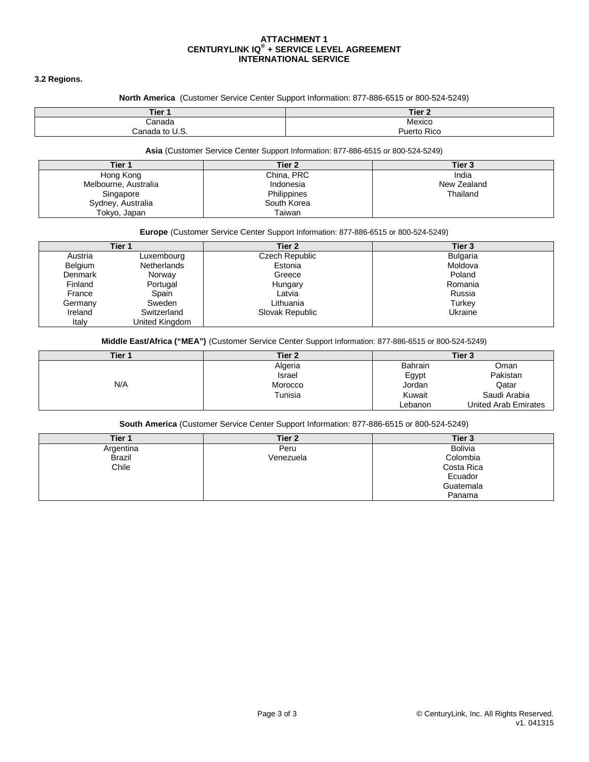# ATTACHMENT 1
# CENTURYLINK IQ® + SERVICE LEVEL AGREEMENT
# INTERNATIONAL SERVICE

**3.2 Regions.**

**North America** (Customer Service Center Support Information: 877-886-6515 or 800-524-5249)

| Tier 1 | Tier 2 |
|---|---|
| Canada | Mexico |
| Canada to U.S. | Puerto Rico |

**Asia** (Customer Service Center Support Information: 877-886-6515 or 800-524-5249)

| Tier 1 | Tier 2 | Tier 3 |
|---|---|---|
| Hong Kong | China, PRC | India |
| Melbourne, Australia | Indonesia | New Zealand |
| Singapore | Philippines | Thailand |
| Sydney, Australia | South Korea | |
| Tokyo, Japan | Taiwan | |

**Europe** (Customer Service Center Support Information: 877-886-6515 or 800-524-5249)

| Tier 1 | | Tier 2 | Tier 3 |
|---|---|---|---|
| Austria | Luxembourg | Czech Republic | Bulgaria |
| Belgium | Netherlands | Estonia | Moldova |
| Denmark | Norway | Greece | Poland |
| Finland | Portugal | Hungary | Romania |
| France | Spain | Latvia | Russia |
| Germany | Sweden | Lithuania | Turkey |
| Ireland | Switzerland | Slovak Republic | Ukraine |
| Italy | United Kingdom | | |

**Middle East/Africa ("MEA")** (Customer Service Center Support Information: 877-886-6515 or 800-524-5249)

| Tier 1 | Tier 2 | Tier 3 | |
|---|---|---|---|
| N/A | Algeria | Bahrain | Oman |
| | Israel | Egypt | Pakistan |
| | Morocco | Jordan | Qatar |
| | Tunisia | Kuwait | Saudi Arabia |
| | | Lebanon | United Arab Emirates |

**South America** (Customer Service Center Support Information: 877-886-6515 or 800-524-5249)

| Tier 1 | Tier 2 | Tier 3 |
|---|---|---|
| Argentina | Peru | Bolivia |
| Brazil | Venezuela | Colombia |
| Chile | | Costa Rica |
| | | Ecuador |
| | | Guatemala |
| | | Panama |

© CenturyLink, Inc. All Rights Reserved.
v1. 041315